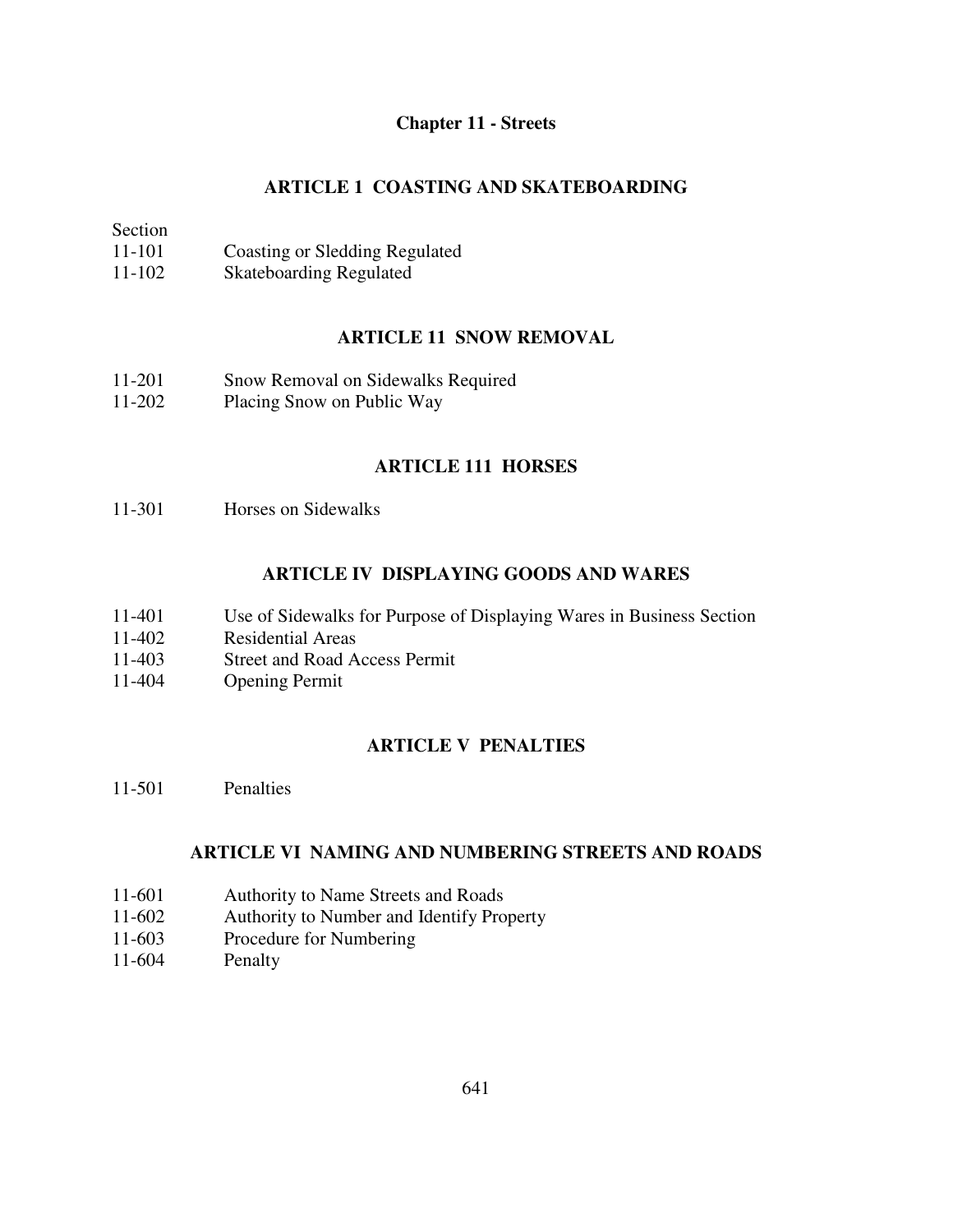# Chapter 11 - Streets

## ARTICLE 1 COASTING AND SKATEBOARDING

Section

| | |
|---|---|
| 11-101 | Coasting or Sledding Regulated |
| 11-102 | Skateboarding Regulated |

## ARTICLE 11 SNOW REMOVAL

| | |
|---|---|
| 11-201 | Snow Removal on Sidewalks Required |
| 11-202 | Placing Snow on Public Way |

## ARTICLE 111 HORSES

| | |
|---|---|
| 11-301 | Horses on Sidewalks |

## ARTICLE IV DISPLAYING GOODS AND WARES

| | |
|---|---|
| 11-401 | Use of Sidewalks for Purpose of Displaying Wares in Business Section |
| 11-402 | Residential Areas |
| 11-403 | Street and Road Access Permit |
| 11-404 | Opening Permit |

## ARTICLE V PENALTIES

| | |
|---|---|
| 11-501 | Penalties |

## ARTICLE VI NAMING AND NUMBERING STREETS AND ROADS

| | |
|---|---|
| 11-601 | Authority to Name Streets and Roads |
| 11-602 | Authority to Number and Identify Property |
| 11-603 | Procedure for Numbering |
| 11-604 | Penalty |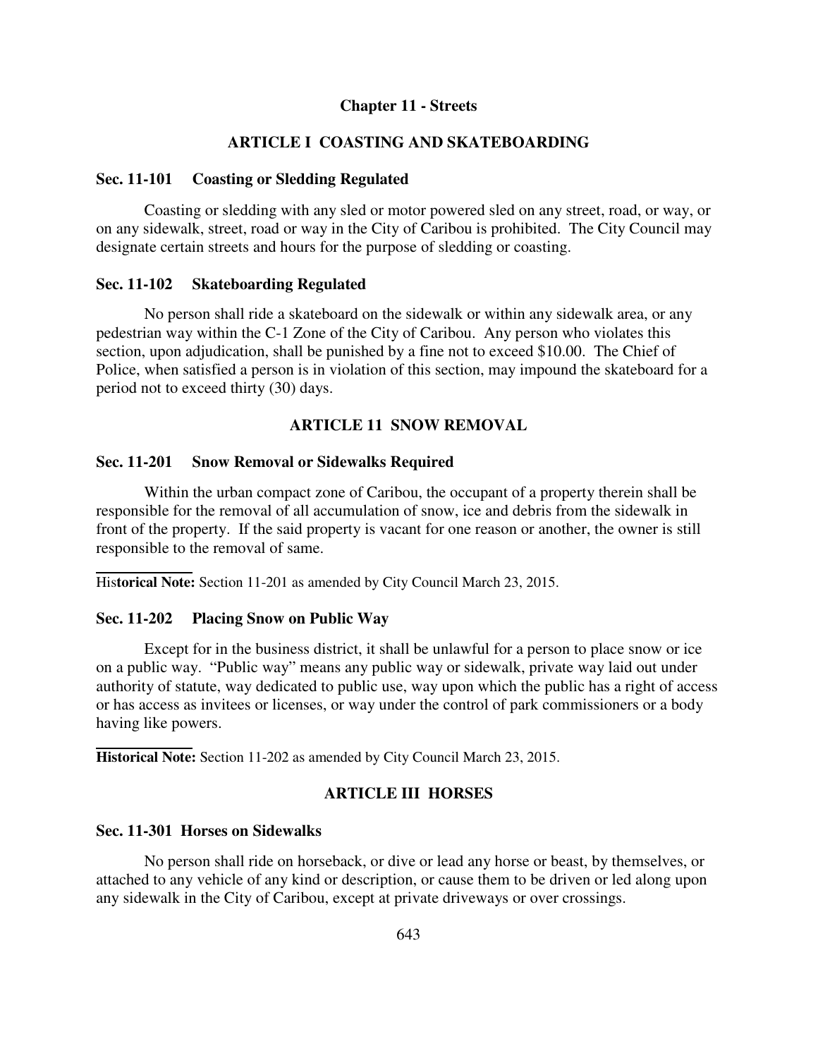# Chapter 11 - Streets

## ARTICLE I COASTING AND SKATEBOARDING

### Sec. 11-101 Coasting or Sledding Regulated

Coasting or sledding with any sled or motor powered sled on any street, road, or way, or on any sidewalk, street, road or way in the City of Caribou is prohibited. The City Council may designate certain streets and hours for the purpose of sledding or coasting.

### Sec. 11-102 Skateboarding Regulated

No person shall ride a skateboard on the sidewalk or within any sidewalk area, or any pedestrian way within the C-1 Zone of the City of Caribou. Any person who violates this section, upon adjudication, shall be punished by a fine not to exceed $10.00. The Chief of Police, when satisfied a person is in violation of this section, may impound the skateboard for a period not to exceed thirty (30) days.

## ARTICLE 11 SNOW REMOVAL

### Sec. 11-201 Snow Removal or Sidewalks Required

Within the urban compact zone of Caribou, the occupant of a property therein shall be responsible for the removal of all accumulation of snow, ice and debris from the sidewalk in front of the property. If the said property is vacant for one reason or another, the owner is still responsible to the removal of same.

**Historical Note:** Section 11-201 as amended by City Council March 23, 2015.

### Sec. 11-202 Placing Snow on Public Way

Except for in the business district, it shall be unlawful for a person to place snow or ice on a public way. "Public way" means any public way or sidewalk, private way laid out under authority of statute, way dedicated to public use, way upon which the public has a right of access or has access as invitees or licenses, or way under the control of park commissioners or a body having like powers.

**Historical Note:** Section 11-202 as amended by City Council March 23, 2015.

## ARTICLE III HORSES

### Sec. 11-301 Horses on Sidewalks

No person shall ride on horseback, or dive or lead any horse or beast, by themselves, or attached to any vehicle of any kind or description, or cause them to be driven or led along upon any sidewalk in the City of Caribou, except at private driveways or over crossings.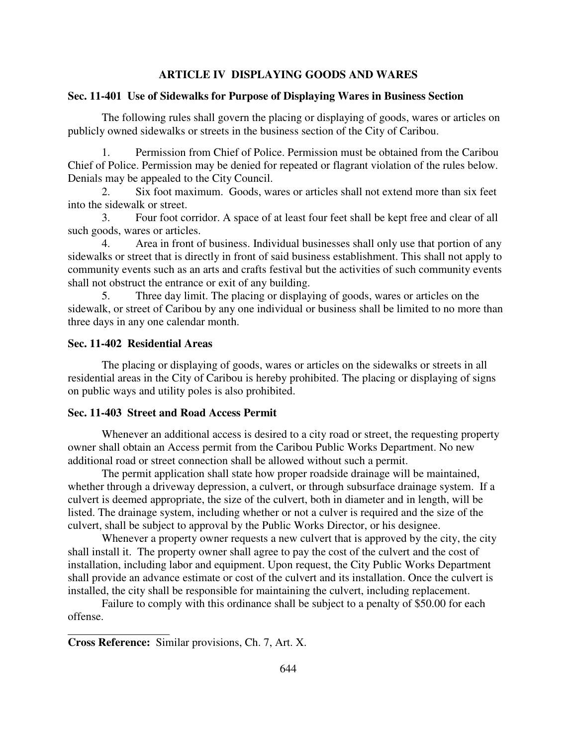## ARTICLE IV DISPLAYING GOODS AND WARES

### Sec. 11-401 Use of Sidewalks for Purpose of Displaying Wares in Business Section

The following rules shall govern the placing or displaying of goods, wares or articles on publicly owned sidewalks or streets in the business section of the City of Caribou.

1. Permission from Chief of Police. Permission must be obtained from the Caribou Chief of Police. Permission may be denied for repeated or flagrant violation of the rules below. Denials may be appealed to the City Council.
2. Six foot maximum. Goods, wares or articles shall not extend more than six feet into the sidewalk or street.
3. Four foot corridor. A space of at least four feet shall be kept free and clear of all such goods, wares or articles.
4. Area in front of business. Individual businesses shall only use that portion of any sidewalks or street that is directly in front of said business establishment. This shall not apply to community events such as an arts and crafts festival but the activities of such community events shall not obstruct the entrance or exit of any building.
5. Three day limit. The placing or displaying of goods, wares or articles on the sidewalk, or street of Caribou by any one individual or business shall be limited to no more than three days in any one calendar month.

### Sec. 11-402 Residential Areas

The placing or displaying of goods, wares or articles on the sidewalks or streets in all residential areas in the City of Caribou is hereby prohibited. The placing or displaying of signs on public ways and utility poles is also prohibited.

### Sec. 11-403 Street and Road Access Permit

Whenever an additional access is desired to a city road or street, the requesting property owner shall obtain an Access permit from the Caribou Public Works Department. No new additional road or street connection shall be allowed without such a permit.

The permit application shall state how proper roadside drainage will be maintained, whether through a driveway depression, a culvert, or through subsurface drainage system. If a culvert is deemed appropriate, the size of the culvert, both in diameter and in length, will be listed. The drainage system, including whether or not a culver is required and the size of the culvert, shall be subject to approval by the Public Works Director, or his designee.

Whenever a property owner requests a new culvert that is approved by the city, the city shall install it. The property owner shall agree to pay the cost of the culvert and the cost of installation, including labor and equipment. Upon request, the City Public Works Department shall provide an advance estimate or cost of the culvert and its installation. Once the culvert is installed, the city shall be responsible for maintaining the culvert, including replacement.

Failure to comply with this ordinance shall be subject to a penalty of $50.00 for each offense.

---

**Cross Reference:** Similar provisions, Ch. 7, Art. X.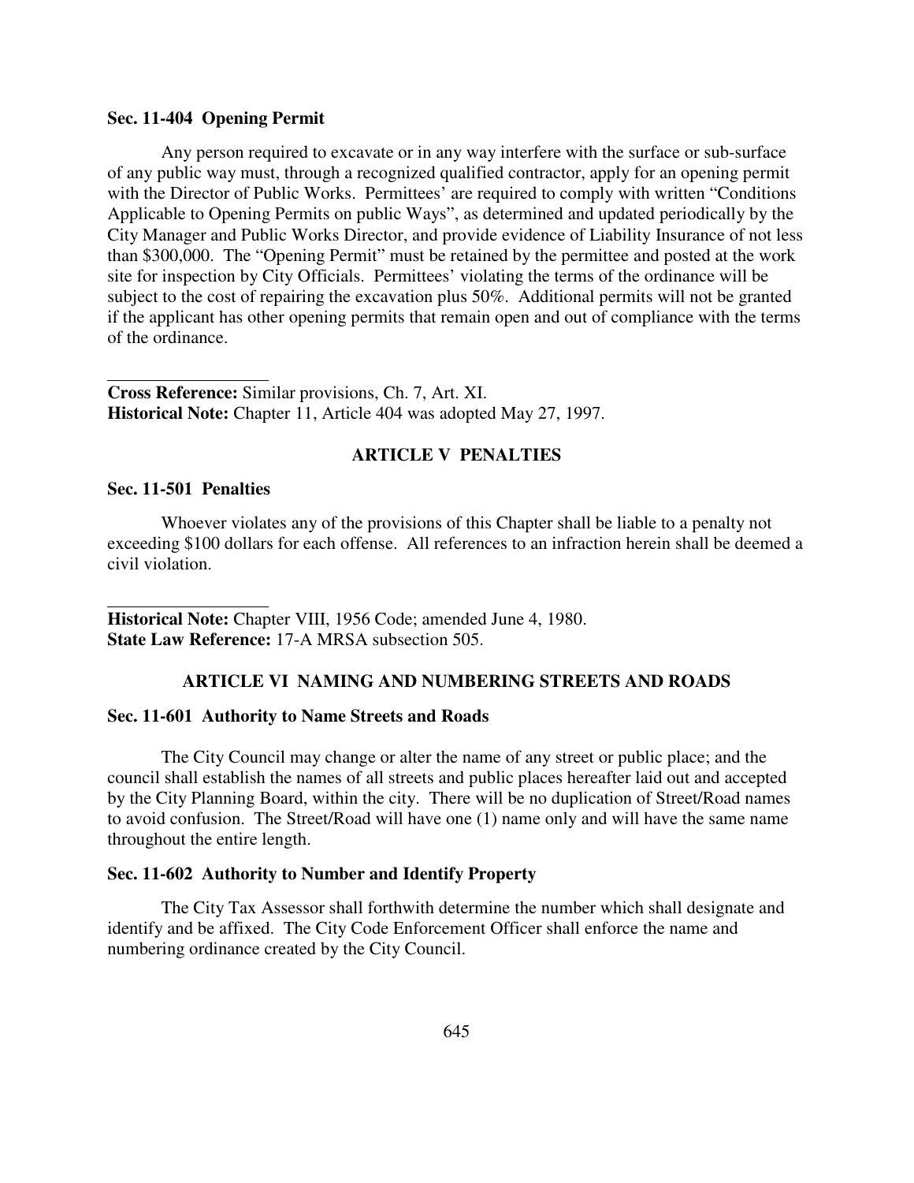### Sec. 11-404 Opening Permit

Any person required to excavate or in any way interfere with the surface or sub-surface of any public way must, through a recognized qualified contractor, apply for an opening permit with the Director of Public Works. Permittees' are required to comply with written "Conditions Applicable to Opening Permits on public Ways", as determined and updated periodically by the City Manager and Public Works Director, and provide evidence of Liability Insurance of not less than $300,000. The "Opening Permit" must be retained by the permittee and posted at the work site for inspection by City Officials. Permittees' violating the terms of the ordinance will be subject to the cost of repairing the excavation plus 50%. Additional permits will not be granted if the applicant has other opening permits that remain open and out of compliance with the terms of the ordinance.

---

**Cross Reference:** Similar provisions, Ch. 7, Art. XI.
**Historical Note:** Chapter 11, Article 404 was adopted May 27, 1997.

## ARTICLE V PENALTIES

### Sec. 11-501 Penalties

Whoever violates any of the provisions of this Chapter shall be liable to a penalty not exceeding $100 dollars for each offense. All references to an infraction herein shall be deemed a civil violation.

---

**Historical Note:** Chapter VIII, 1956 Code; amended June 4, 1980.
**State Law Reference:** 17-A MRSA subsection 505.

## ARTICLE VI NAMING AND NUMBERING STREETS AND ROADS

### Sec. 11-601 Authority to Name Streets and Roads

The City Council may change or alter the name of any street or public place; and the council shall establish the names of all streets and public places hereafter laid out and accepted by the City Planning Board, within the city. There will be no duplication of Street/Road names to avoid confusion. The Street/Road will have one (1) name only and will have the same name throughout the entire length.

### Sec. 11-602 Authority to Number and Identify Property

The City Tax Assessor shall forthwith determine the number which shall designate and identify and be affixed. The City Code Enforcement Officer shall enforce the name and numbering ordinance created by the City Council.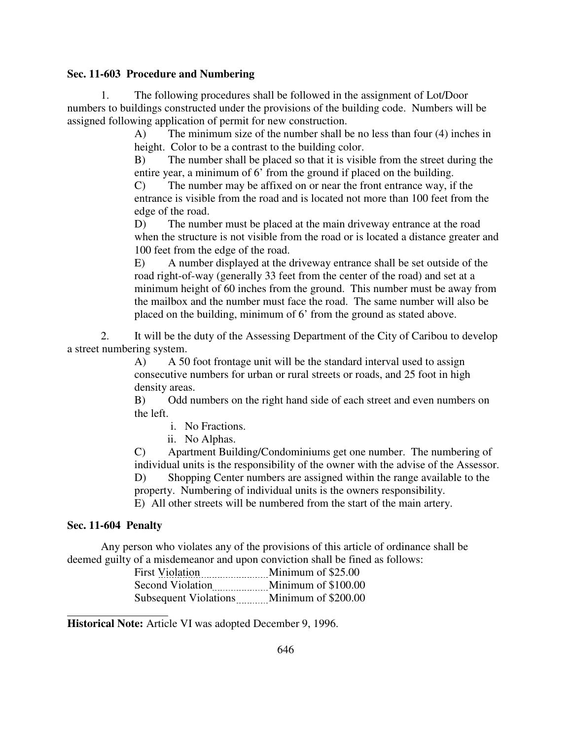**Sec. 11-603 Procedure and Numbering**

1. The following procedures shall be followed in the assignment of Lot/Door numbers to buildings constructed under the provisions of the building code. Numbers will be assigned following application of permit for new construction.

   A) The minimum size of the number shall be no less than four (4) inches in height. Color to be a contrast to the building color.

   B) The number shall be placed so that it is visible from the street during the entire year, a minimum of 6' from the ground if placed on the building.

   C) The number may be affixed on or near the front entrance way, if the entrance is visible from the road and is located not more than 100 feet from the edge of the road.

   D) The number must be placed at the main driveway entrance at the road when the structure is not visible from the road or is located a distance greater and 100 feet from the edge of the road.

   E) A number displayed at the driveway entrance shall be set outside of the road right-of-way (generally 33 feet from the center of the road) and set at a minimum height of 60 inches from the ground. This number must be away from the mailbox and the number must face the road. The same number will also be placed on the building, minimum of 6' from the ground as stated above.

2. It will be the duty of the Assessing Department of the City of Caribou to develop a street numbering system.

   A) A 50 foot frontage unit will be the standard interval used to assign consecutive numbers for urban or rural streets or roads, and 25 foot in high density areas.

   B) Odd numbers on the right hand side of each street and even numbers on the left.

      i. No Fractions.

      ii. No Alphas.

   C) Apartment Building/Condominiums get one number. The numbering of individual units is the responsibility of the owner with the advise of the Assessor.

   D) Shopping Center numbers are assigned within the range available to the property. Numbering of individual units is the owners responsibility.

   E) All other streets will be numbered from the start of the main artery.

**Sec. 11-604 Penalty**

Any person who violates any of the provisions of this article of ordinance shall be deemed guilty of a misdemeanor and upon conviction shall be fined as follows:

| | |
|---|---|
| First Violation | Minimum of $25.00 |
| Second Violation | Minimum of $100.00 |
| Subsequent Violations | Minimum of $200.00 |

---

**Historical Note:** Article VI was adopted December 9, 1996.